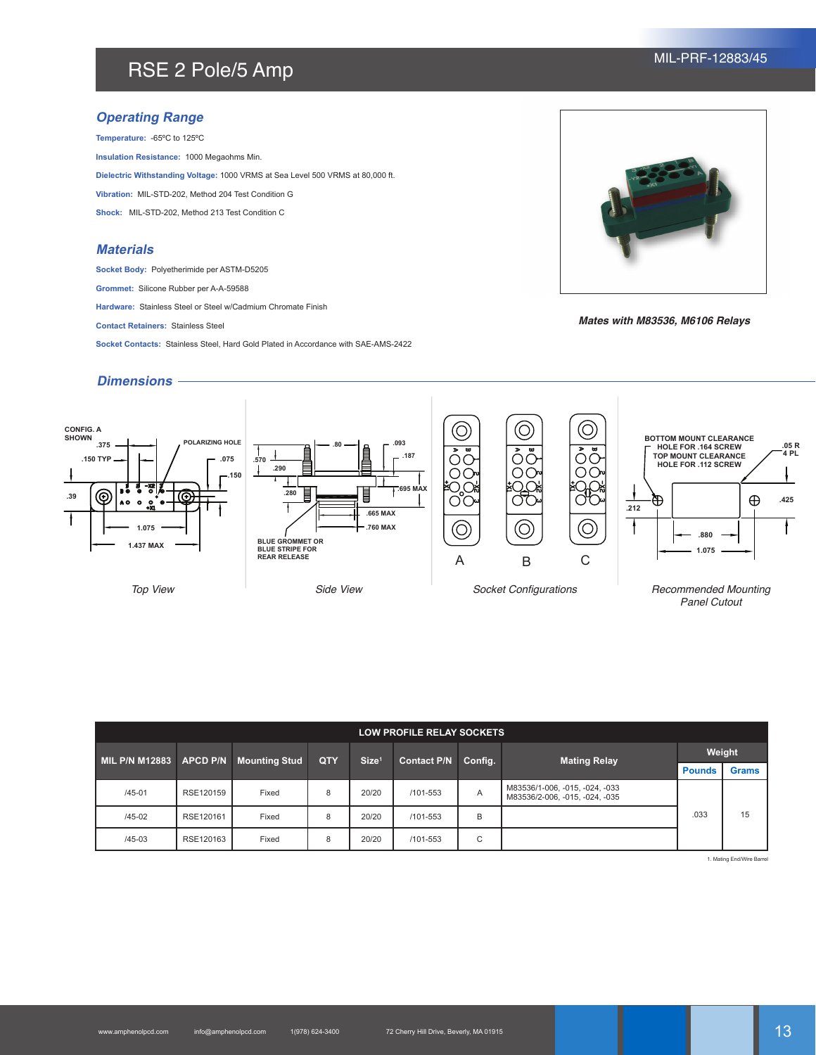# RSE 2 Pole/5 Amp

MIL-PRF-12883/45

## Operating Range

**Temperature:** -65ºC to 125ºC

**Insulation Resistance:** 1000 Megaohms Min.

**Dielectric Withstanding Voltage:** 1000 VRMS at Sea Level 500 VRMS at 80,000 ft.

**Vibration:** MIL-STD-202, Method 204 Test Condition G

**Shock:** MIL-STD-202, Method 213 Test Condition C

## Materials

**Socket Body:** Polyetherimide per ASTM-D5205

**Grommet:** Silicone Rubber per A-A-59588

**Hardware:** Stainless Steel or Steel w/Cadmium Chromate Finish

**Contact Retainers:** Stainless Steel

**Socket Contacts:** Stainless Steel, Hard Gold Plated in Accordance with SAE-AMS-2422

***Mates with M83536, M6106 Relays***

## Dimensions

CONFIG. A SHOWN
.375
.150 TYP
POLARIZING HOLE
.075
.150
.39
1.075
1.437 MAX

*Top View*

.80
.093
.187
.570
.290
.280
.695 MAX
.665 MAX
.760 MAX
BLUE GROMMET OR BLUE STRIPE FOR REAR RELEASE

*Side View*

A B C

*Socket Configurations*

BOTTOM MOUNT CLEARANCE HOLE FOR .164 SCREW
TOP MOUNT CLEARANCE HOLE FOR .112 SCREW
.05 R 4 PL
.212
.425
.880
1.075

*Recommended Mounting Panel Cutout*

| LOW PROFILE RELAY SOCKETS | | | | | | | | | |
|---|---|---|---|---|---|---|---|---|---|
| MIL P/N M12883 | APCD P/N | Mounting Stud | QTY | Size[1] | Contact P/N | Config. | Mating Relay | Weight | |
| | | | | | | | | Pounds | Grams |
| /45-01 | RSE120159 | Fixed | 8 | 20/20 | /101-553 | A | M83536/1-006, -015, -024, -033<br>M83536/2-006, -015, -024, -035 | .033 | 15 |
| /45-02 | RSE120161 | Fixed | 8 | 20/20 | /101-553 | B | | | |
| /45-03 | RSE120163 | Fixed | 8 | 20/20 | /101-553 | C | | | |

1. Mating End/Wire Barrel

www.amphenolpcd.com info@amphenolpcd.com 1(978) 624-3400 72 Cherry Hill Drive, Beverly, MA 01915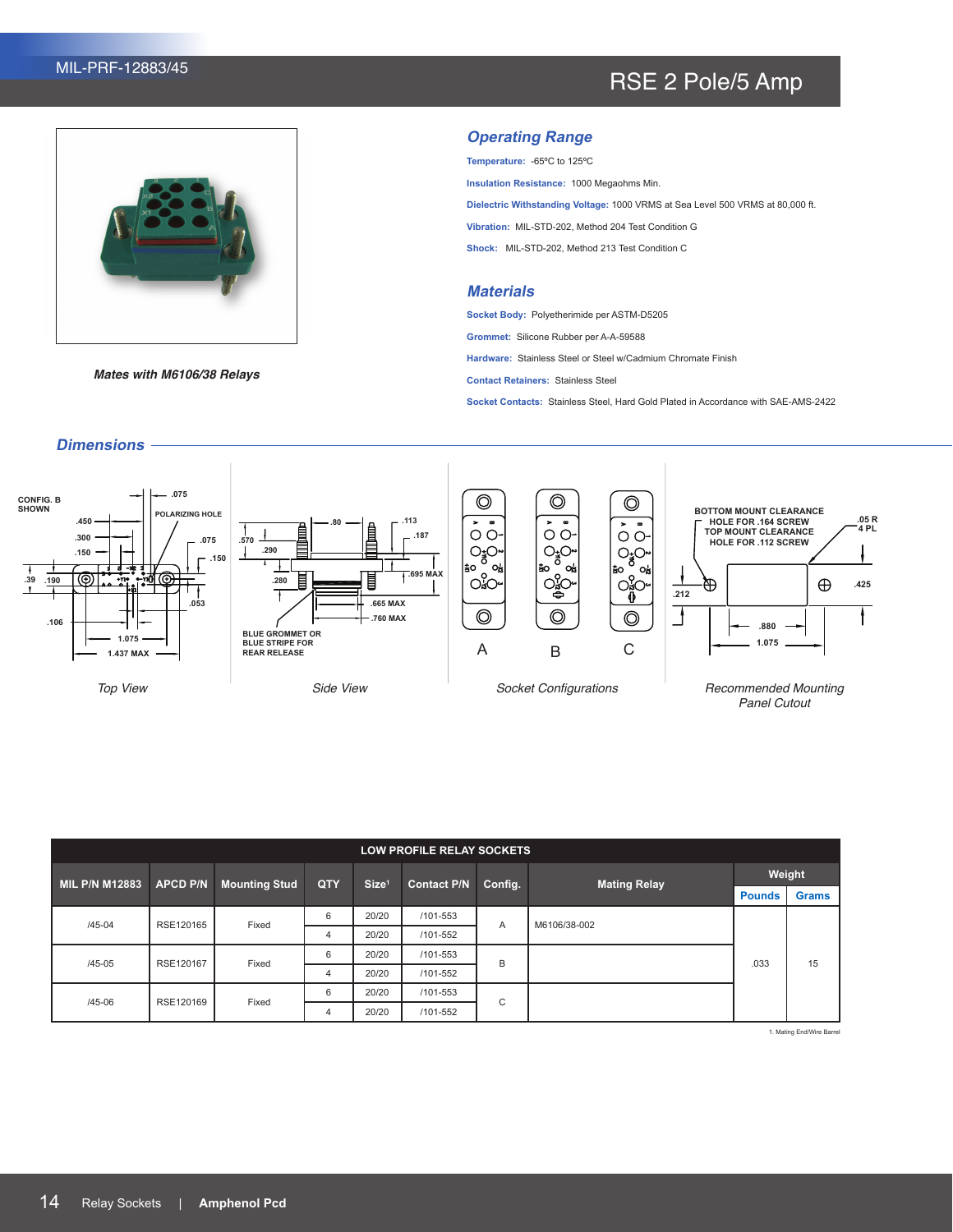# RSE 2 Pole/5 Amp

MIL-PRF-12883/45

*Mates with M6106/38 Relays*

## Operating Range

**Temperature:** -65°C to 125°C

**Insulation Resistance:** 1000 Megaohms Min.

**Dielectric Withstanding Voltage:** 1000 VRMS at Sea Level 500 VRMS at 80,000 ft.

**Vibration:** MIL-STD-202, Method 204 Test Condition G

**Shock:** MIL-STD-202, Method 213 Test Condition C

## Materials

**Socket Body:** Polyetherimide per ASTM-D5205

**Grommet:** Silicone Rubber per A-A-59588

**Hardware:** Stainless Steel or Steel w/Cadmium Chromate Finish

**Contact Retainers:** Stainless Steel

**Socket Contacts:** Stainless Steel, Hard Gold Plated in Accordance with SAE-AMS-2422

## Dimensions

CONFIG. B SHOWN

.075

POLARIZING HOLE

.450

.300

.150

.075

.150

.39

.190

.053

.106

1.075

1.437 MAX

*Top View*

.570

.80

.290

.113

.187

.280

.695 MAX

.665 MAX

.760 MAX

BLUE GROMMET OR BLUE STRIPE FOR REAR RELEASE

*Side View*

A

B

C

*Socket Configurations*

BOTTOM MOUNT CLEARANCE HOLE FOR .164 SCREW
TOP MOUNT CLEARANCE HOLE FOR .112 SCREW

.05 R
4 PL

.212

.425

.880

1.075

*Recommended Mounting Panel Cutout*

| LOW PROFILE RELAY SOCKETS | | | | | | | | | |
|---|---|---|---|---|---|---|---|---|---|
| MIL P/N M12883 | APCD P/N | Mounting Stud | QTY | Size[1] | Contact P/N | Config. | Mating Relay | Weight | |
| | | | | | | | | Pounds | Grams |
| /45-04 | RSE120165 | Fixed | 6 | 20/20 | /101-553 | A | M6106/38-002 | .033 | 15 |
| | | | 4 | 20/20 | /101-552 | | | | |
| /45-05 | RSE120167 | Fixed | 6 | 20/20 | /101-553 | B | | | |
| | | | 4 | 20/20 | /101-552 | | | | |
| /45-06 | RSE120169 | Fixed | 6 | 20/20 | /101-553 | C | | | |
| | | | 4 | 20/20 | /101-552 | | | | |

1. Mating End/Wire Barrel